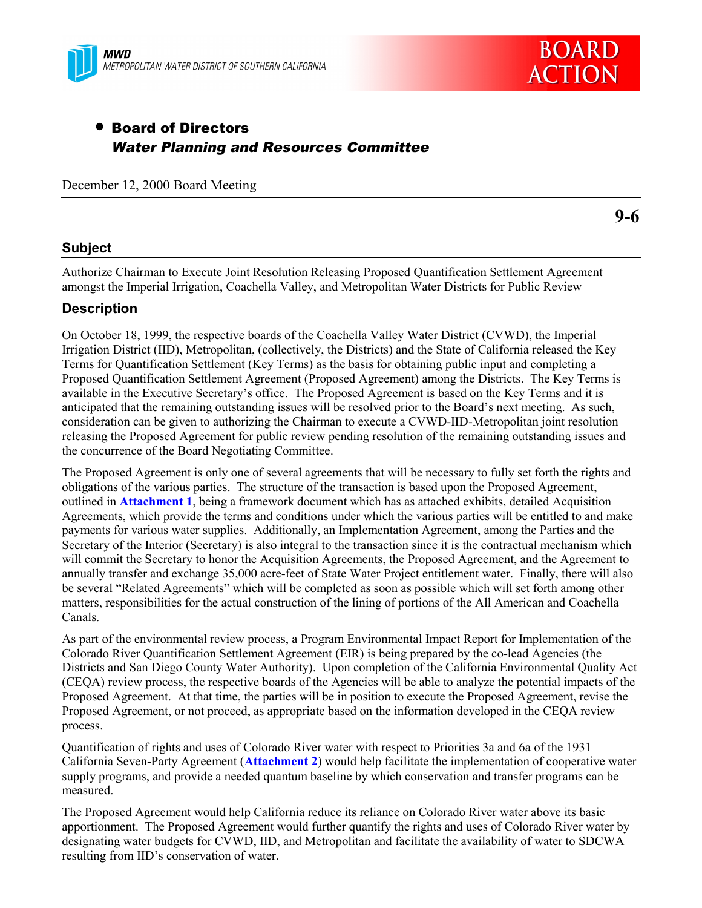MWD
METROPOLITAN WATER DISTRICT OF SOUTHERN CALIFORNIA

BOARD ACTION

- **Board of Directors**
  ***Water Planning and Resources Committee***

December 12, 2000 Board Meeting

**9-6**

## Subject

Authorize Chairman to Execute Joint Resolution Releasing Proposed Quantification Settlement Agreement amongst the Imperial Irrigation, Coachella Valley, and Metropolitan Water Districts for Public Review

## Description

On October 18, 1999, the respective boards of the Coachella Valley Water District (CVWD), the Imperial Irrigation District (IID), Metropolitan, (collectively, the Districts) and the State of California released the Key Terms for Quantification Settlement (Key Terms) as the basis for obtaining public input and completing a Proposed Quantification Settlement Agreement (Proposed Agreement) among the Districts. The Key Terms is available in the Executive Secretary's office. The Proposed Agreement is based on the Key Terms and it is anticipated that the remaining outstanding issues will be resolved prior to the Board's next meeting. As such, consideration can be given to authorizing the Chairman to execute a CVWD-IID-Metropolitan joint resolution releasing the Proposed Agreement for public review pending resolution of the remaining outstanding issues and the concurrence of the Board Negotiating Committee.

The Proposed Agreement is only one of several agreements that will be necessary to fully set forth the rights and obligations of the various parties. The structure of the transaction is based upon the Proposed Agreement, outlined in **Attachment 1**, being a framework document which has as attached exhibits, detailed Acquisition Agreements, which provide the terms and conditions under which the various parties will be entitled to and make payments for various water supplies. Additionally, an Implementation Agreement, among the Parties and the Secretary of the Interior (Secretary) is also integral to the transaction since it is the contractual mechanism which will commit the Secretary to honor the Acquisition Agreements, the Proposed Agreement, and the Agreement to annually transfer and exchange 35,000 acre-feet of State Water Project entitlement water. Finally, there will also be several "Related Agreements" which will be completed as soon as possible which will set forth among other matters, responsibilities for the actual construction of the lining of portions of the All American and Coachella Canals.

As part of the environmental review process, a Program Environmental Impact Report for Implementation of the Colorado River Quantification Settlement Agreement (EIR) is being prepared by the co-lead Agencies (the Districts and San Diego County Water Authority). Upon completion of the California Environmental Quality Act (CEQA) review process, the respective boards of the Agencies will be able to analyze the potential impacts of the Proposed Agreement. At that time, the parties will be in position to execute the Proposed Agreement, revise the Proposed Agreement, or not proceed, as appropriate based on the information developed in the CEQA review process.

Quantification of rights and uses of Colorado River water with respect to Priorities 3a and 6a of the 1931 California Seven-Party Agreement (**Attachment 2**) would help facilitate the implementation of cooperative water supply programs, and provide a needed quantum baseline by which conservation and transfer programs can be measured.

The Proposed Agreement would help California reduce its reliance on Colorado River water above its basic apportionment. The Proposed Agreement would further quantify the rights and uses of Colorado River water by designating water budgets for CVWD, IID, and Metropolitan and facilitate the availability of water to SDCWA resulting from IID's conservation of water.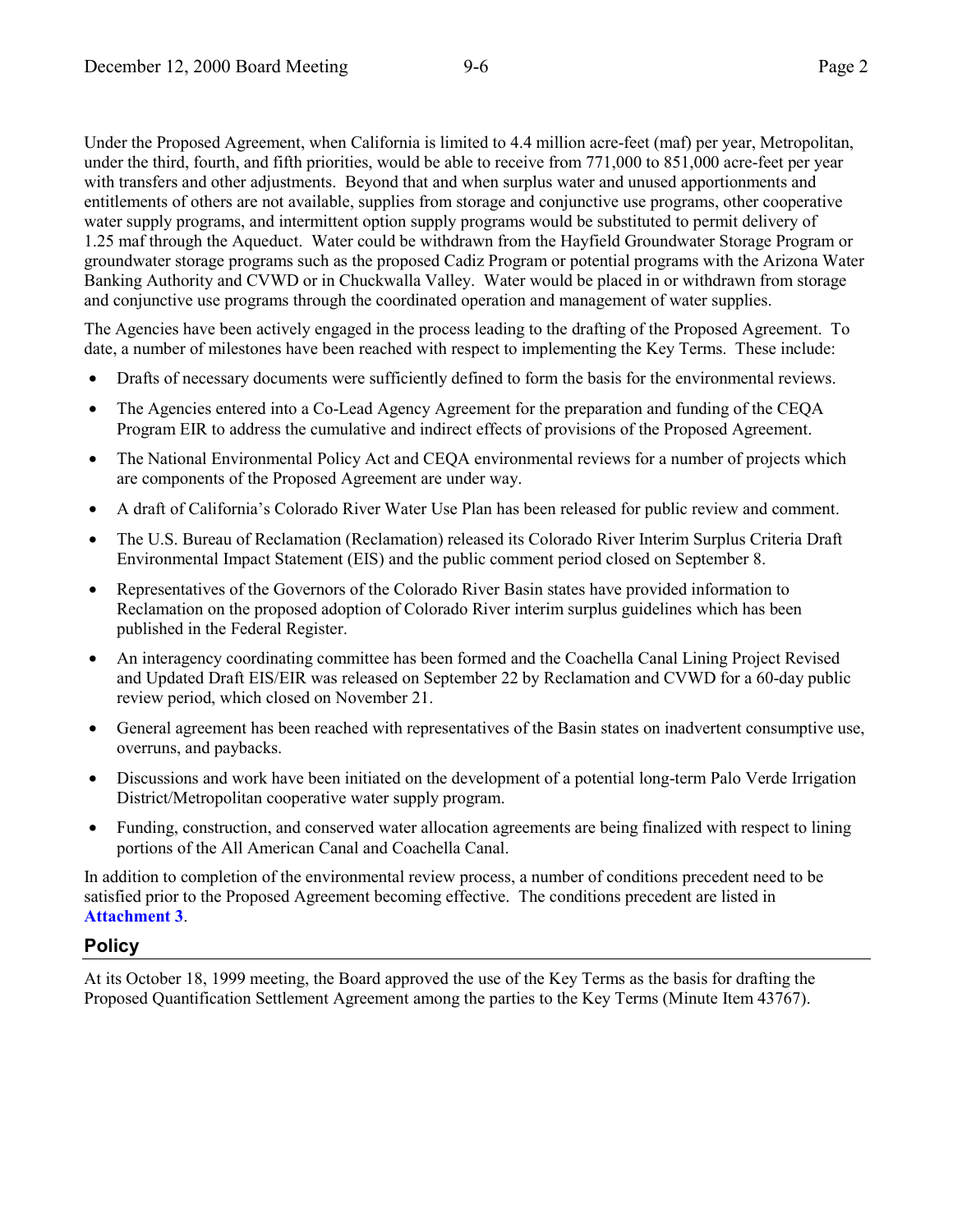Under the Proposed Agreement, when California is limited to 4.4 million acre-feet (maf) per year, Metropolitan, under the third, fourth, and fifth priorities, would be able to receive from 771,000 to 851,000 acre-feet per year with transfers and other adjustments. Beyond that and when surplus water and unused apportionments and entitlements of others are not available, supplies from storage and conjunctive use programs, other cooperative water supply programs, and intermittent option supply programs would be substituted to permit delivery of 1.25 maf through the Aqueduct. Water could be withdrawn from the Hayfield Groundwater Storage Program or groundwater storage programs such as the proposed Cadiz Program or potential programs with the Arizona Water Banking Authority and CVWD or in Chuckwalla Valley. Water would be placed in or withdrawn from storage and conjunctive use programs through the coordinated operation and management of water supplies.

The Agencies have been actively engaged in the process leading to the drafting of the Proposed Agreement. To date, a number of milestones have been reached with respect to implementing the Key Terms. These include:

- Drafts of necessary documents were sufficiently defined to form the basis for the environmental reviews.
- The Agencies entered into a Co-Lead Agency Agreement for the preparation and funding of the CEQA Program EIR to address the cumulative and indirect effects of provisions of the Proposed Agreement.
- The National Environmental Policy Act and CEQA environmental reviews for a number of projects which are components of the Proposed Agreement are under way.
- A draft of California's Colorado River Water Use Plan has been released for public review and comment.
- The U.S. Bureau of Reclamation (Reclamation) released its Colorado River Interim Surplus Criteria Draft Environmental Impact Statement (EIS) and the public comment period closed on September 8.
- Representatives of the Governors of the Colorado River Basin states have provided information to Reclamation on the proposed adoption of Colorado River interim surplus guidelines which has been published in the Federal Register.
- An interagency coordinating committee has been formed and the Coachella Canal Lining Project Revised and Updated Draft EIS/EIR was released on September 22 by Reclamation and CVWD for a 60-day public review period, which closed on November 21.
- General agreement has been reached with representatives of the Basin states on inadvertent consumptive use, overruns, and paybacks.
- Discussions and work have been initiated on the development of a potential long-term Palo Verde Irrigation District/Metropolitan cooperative water supply program.
- Funding, construction, and conserved water allocation agreements are being finalized with respect to lining portions of the All American Canal and Coachella Canal.

In addition to completion of the environmental review process, a number of conditions precedent need to be satisfied prior to the Proposed Agreement becoming effective. The conditions precedent are listed in **Attachment 3**.

## Policy

At its October 18, 1999 meeting, the Board approved the use of the Key Terms as the basis for drafting the Proposed Quantification Settlement Agreement among the parties to the Key Terms (Minute Item 43767).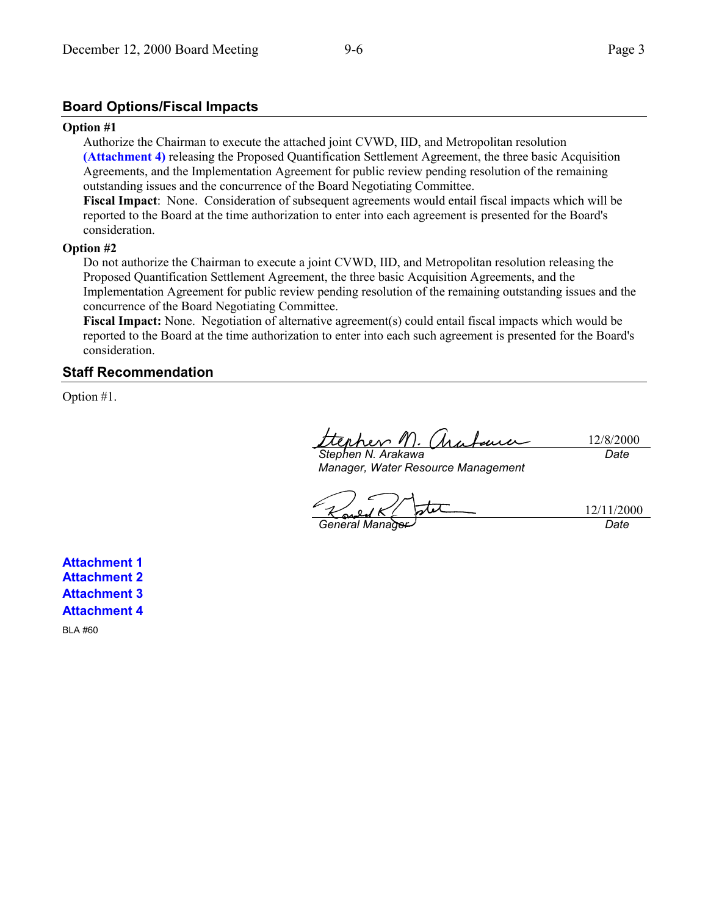## Board Options/Fiscal Impacts

**Option #1**

Authorize the Chairman to execute the attached joint CVWD, IID, and Metropolitan resolution **(Attachment 4)** releasing the Proposed Quantification Settlement Agreement, the three basic Acquisition Agreements, and the Implementation Agreement for public review pending resolution of the remaining outstanding issues and the concurrence of the Board Negotiating Committee.

**Fiscal Impact**: None. Consideration of subsequent agreements would entail fiscal impacts which will be reported to the Board at the time authorization to enter into each agreement is presented for the Board's consideration.

**Option #2**

Do not authorize the Chairman to execute a joint CVWD, IID, and Metropolitan resolution releasing the Proposed Quantification Settlement Agreement, the three basic Acquisition Agreements, and the Implementation Agreement for public review pending resolution of the remaining outstanding issues and the concurrence of the Board Negotiating Committee.

**Fiscal Impact:** None. Negotiation of alternative agreement(s) could entail fiscal impacts which would be reported to the Board at the time authorization to enter into each such agreement is presented for the Board's consideration.

## Staff Recommendation

Option #1.

| | |
|---|---|
| *Stephen N. Arakawa* | 12/8/2000 |
| *Manager, Water Resource Management* | *Date* |

| | |
|---|---|
| *General Manager* | 12/11/2000 |
| | *Date* |

**Attachment 1**
**Attachment 2**
**Attachment 3**
**Attachment 4**

BLA #60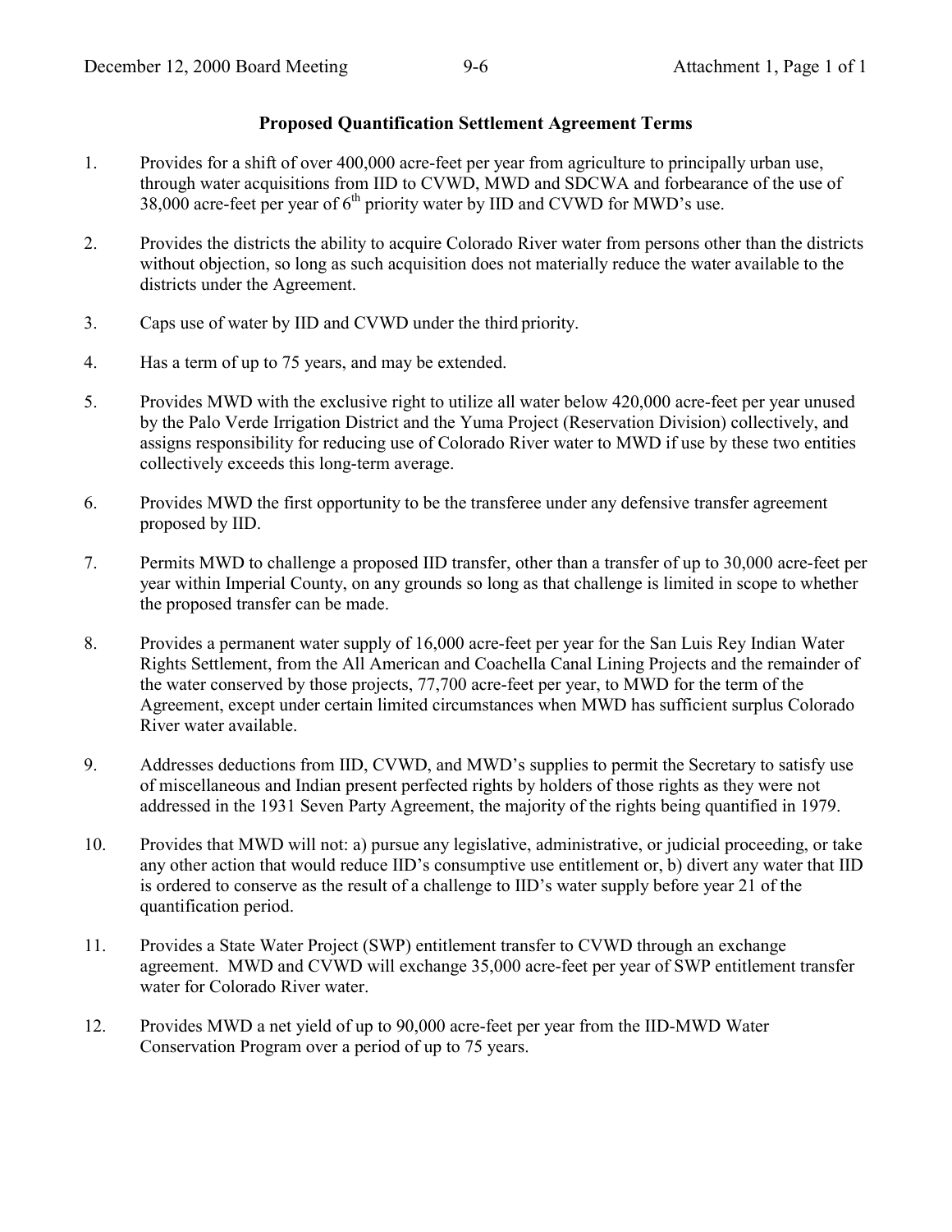## Proposed Quantification Settlement Agreement Terms

1. Provides for a shift of over 400,000 acre-feet per year from agriculture to principally urban use, through water acquisitions from IID to CVWD, MWD and SDCWA and forbearance of the use of 38,000 acre-feet per year of 6th priority water by IID and CVWD for MWD's use.

2. Provides the districts the ability to acquire Colorado River water from persons other than the districts without objection, so long as such acquisition does not materially reduce the water available to the districts under the Agreement.

3. Caps use of water by IID and CVWD under the third priority.

4. Has a term of up to 75 years, and may be extended.

5. Provides MWD with the exclusive right to utilize all water below 420,000 acre-feet per year unused by the Palo Verde Irrigation District and the Yuma Project (Reservation Division) collectively, and assigns responsibility for reducing use of Colorado River water to MWD if use by these two entities collectively exceeds this long-term average.

6. Provides MWD the first opportunity to be the transferee under any defensive transfer agreement proposed by IID.

7. Permits MWD to challenge a proposed IID transfer, other than a transfer of up to 30,000 acre-feet per year within Imperial County, on any grounds so long as that challenge is limited in scope to whether the proposed transfer can be made.

8. Provides a permanent water supply of 16,000 acre-feet per year for the San Luis Rey Indian Water Rights Settlement, from the All American and Coachella Canal Lining Projects and the remainder of the water conserved by those projects, 77,700 acre-feet per year, to MWD for the term of the Agreement, except under certain limited circumstances when MWD has sufficient surplus Colorado River water available.

9. Addresses deductions from IID, CVWD, and MWD's supplies to permit the Secretary to satisfy use of miscellaneous and Indian present perfected rights by holders of those rights as they were not addressed in the 1931 Seven Party Agreement, the majority of the rights being quantified in 1979.

10. Provides that MWD will not: a) pursue any legislative, administrative, or judicial proceeding, or take any other action that would reduce IID's consumptive use entitlement or, b) divert any water that IID is ordered to conserve as the result of a challenge to IID's water supply before year 21 of the quantification period.

11. Provides a State Water Project (SWP) entitlement transfer to CVWD through an exchange agreement. MWD and CVWD will exchange 35,000 acre-feet per year of SWP entitlement transfer water for Colorado River water.

12. Provides MWD a net yield of up to 90,000 acre-feet per year from the IID-MWD Water Conservation Program over a period of up to 75 years.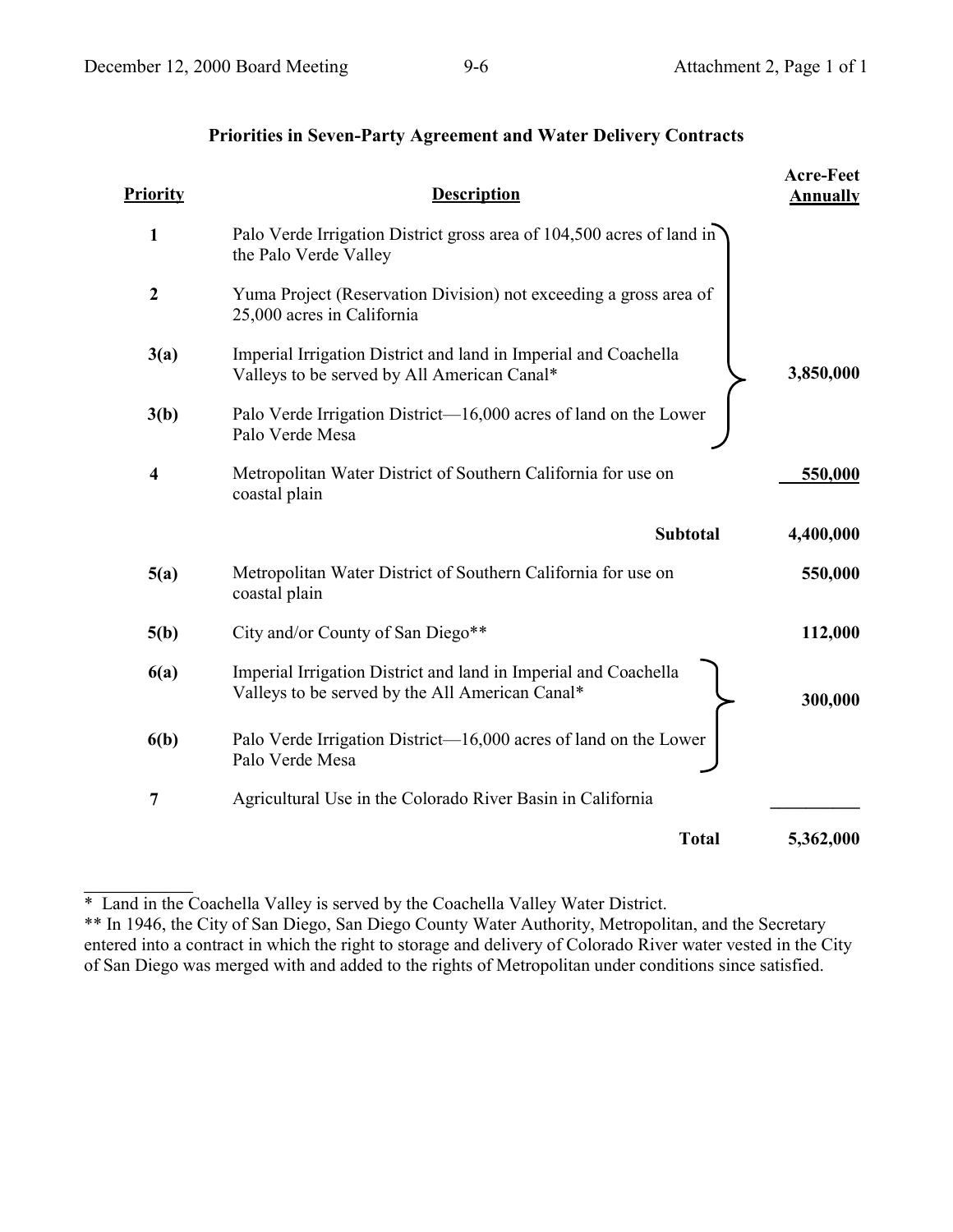## Priorities in Seven-Party Agreement and Water Delivery Contracts

| Priority | Description | Acre-Feet Annually |
|---|---|---|
| 1 | Palo Verde Irrigation District gross area of 104,500 acres of land in the Palo Verde Valley | |
| 2 | Yuma Project (Reservation Division) not exceeding a gross area of 25,000 acres in California | |
| 3(a) | Imperial Irrigation District and land in Imperial and Coachella Valleys to be served by All American Canal* | 3,850,000 |
| 3(b) | Palo Verde Irrigation District—16,000 acres of land on the Lower Palo Verde Mesa | |
| 4 | Metropolitan Water District of Southern California for use on coastal plain | 550,000 |
| | **Subtotal** | 4,400,000 |
| 5(a) | Metropolitan Water District of Southern California for use on coastal plain | 550,000 |
| 5(b) | City and/or County of San Diego** | 112,000 |
| 6(a) | Imperial Irrigation District and land in Imperial and Coachella Valleys to be served by the All American Canal* | 300,000 |
| 6(b) | Palo Verde Irrigation District—16,000 acres of land on the Lower Palo Verde Mesa | |
| 7 | Agricultural Use in the Colorado River Basin in California | |
| | **Total** | 5,362,000 |

Note: Priorities 1, 2, 3(a), and 3(b) are bracketed together for a combined 3,850,000 acre-feet annually; priorities 6(a) and 6(b) are bracketed together for a combined 300,000 acre-feet annually.

---

* Land in the Coachella Valley is served by the Coachella Valley Water District.

** In 1946, the City of San Diego, San Diego County Water Authority, Metropolitan, and the Secretary entered into a contract in which the right to storage and delivery of Colorado River water vested in the City of San Diego was merged with and added to the rights of Metropolitan under conditions since satisfied.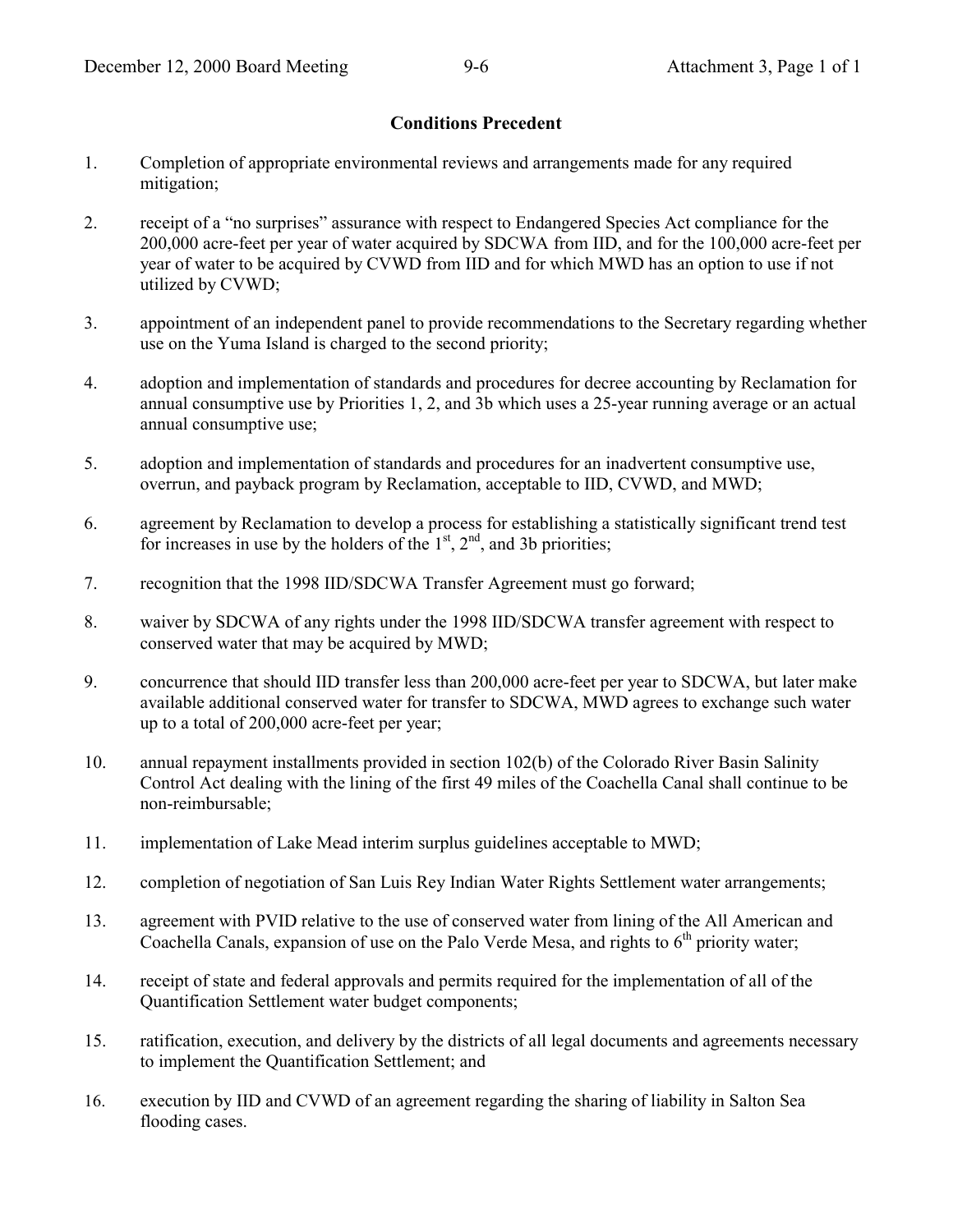# Conditions Precedent

1. Completion of appropriate environmental reviews and arrangements made for any required mitigation;

2. receipt of a "no surprises" assurance with respect to Endangered Species Act compliance for the 200,000 acre-feet per year of water acquired by SDCWA from IID, and for the 100,000 acre-feet per year of water to be acquired by CVWD from IID and for which MWD has an option to use if not utilized by CVWD;

3. appointment of an independent panel to provide recommendations to the Secretary regarding whether use on the Yuma Island is charged to the second priority;

4. adoption and implementation of standards and procedures for decree accounting by Reclamation for annual consumptive use by Priorities 1, 2, and 3b which uses a 25-year running average or an actual annual consumptive use;

5. adoption and implementation of standards and procedures for an inadvertent consumptive use, overrun, and payback program by Reclamation, acceptable to IID, CVWD, and MWD;

6. agreement by Reclamation to develop a process for establishing a statistically significant trend test for increases in use by the holders of the 1st, 2nd, and 3b priorities;

7. recognition that the 1998 IID/SDCWA Transfer Agreement must go forward;

8. waiver by SDCWA of any rights under the 1998 IID/SDCWA transfer agreement with respect to conserved water that may be acquired by MWD;

9. concurrence that should IID transfer less than 200,000 acre-feet per year to SDCWA, but later make available additional conserved water for transfer to SDCWA, MWD agrees to exchange such water up to a total of 200,000 acre-feet per year;

10. annual repayment installments provided in section 102(b) of the Colorado River Basin Salinity Control Act dealing with the lining of the first 49 miles of the Coachella Canal shall continue to be non-reimbursable;

11. implementation of Lake Mead interim surplus guidelines acceptable to MWD;

12. completion of negotiation of San Luis Rey Indian Water Rights Settlement water arrangements;

13. agreement with PVID relative to the use of conserved water from lining of the All American and Coachella Canals, expansion of use on the Palo Verde Mesa, and rights to 6th priority water;

14. receipt of state and federal approvals and permits required for the implementation of all of the Quantification Settlement water budget components;

15. ratification, execution, and delivery by the districts of all legal documents and agreements necessary to implement the Quantification Settlement; and

16. execution by IID and CVWD of an agreement regarding the sharing of liability in Salton Sea flooding cases.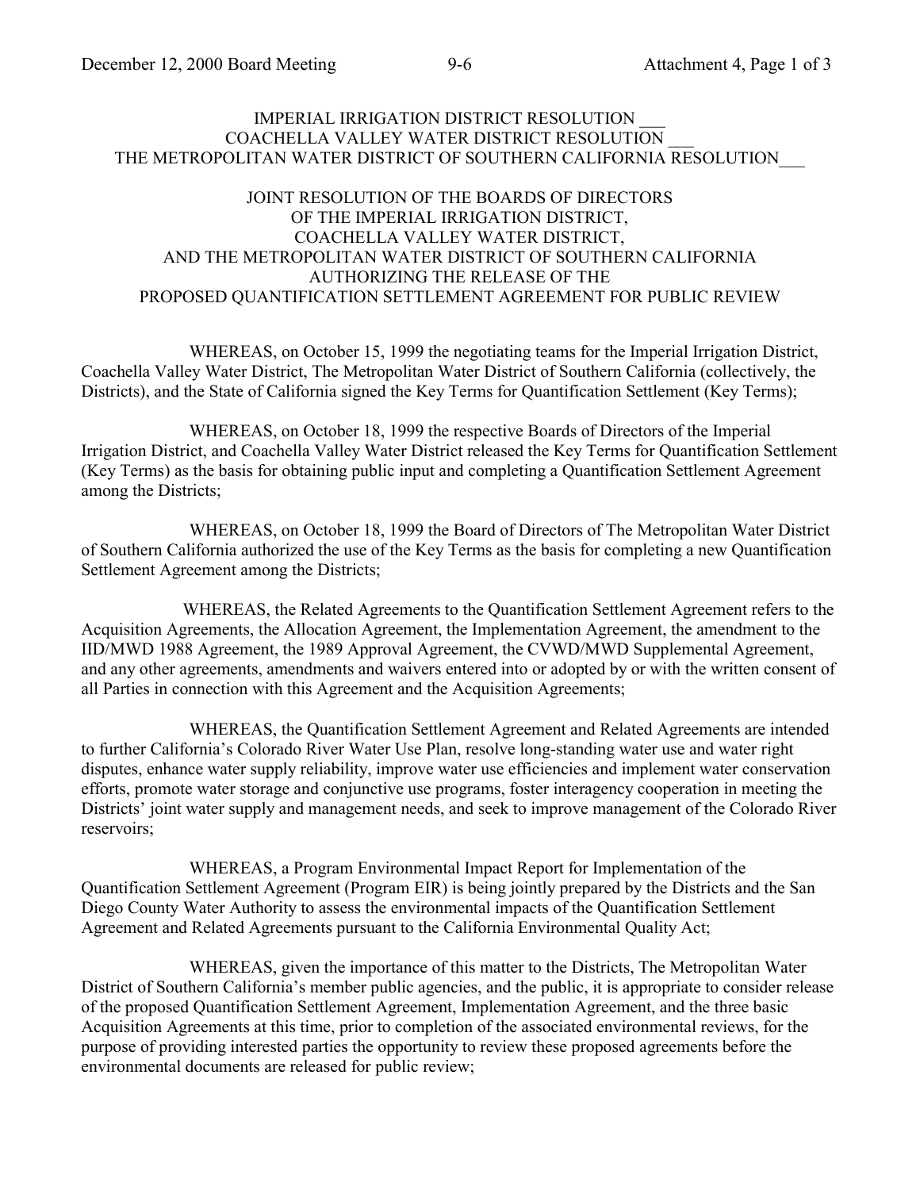IMPERIAL IRRIGATION DISTRICT RESOLUTION ___
COACHELLA VALLEY WATER DISTRICT RESOLUTION ___
THE METROPOLITAN WATER DISTRICT OF SOUTHERN CALIFORNIA RESOLUTION___

JOINT RESOLUTION OF THE BOARDS OF DIRECTORS
OF THE IMPERIAL IRRIGATION DISTRICT,
COACHELLA VALLEY WATER DISTRICT,
AND THE METROPOLITAN WATER DISTRICT OF SOUTHERN CALIFORNIA
AUTHORIZING THE RELEASE OF THE
PROPOSED QUANTIFICATION SETTLEMENT AGREEMENT FOR PUBLIC REVIEW

WHEREAS, on October 15, 1999 the negotiating teams for the Imperial Irrigation District, Coachella Valley Water District, The Metropolitan Water District of Southern California (collectively, the Districts), and the State of California signed the Key Terms for Quantification Settlement (Key Terms);

WHEREAS, on October 18, 1999 the respective Boards of Directors of the Imperial Irrigation District, and Coachella Valley Water District released the Key Terms for Quantification Settlement (Key Terms) as the basis for obtaining public input and completing a Quantification Settlement Agreement among the Districts;

WHEREAS, on October 18, 1999 the Board of Directors of The Metropolitan Water District of Southern California authorized the use of the Key Terms as the basis for completing a new Quantification Settlement Agreement among the Districts;

WHEREAS, the Related Agreements to the Quantification Settlement Agreement refers to the Acquisition Agreements, the Allocation Agreement, the Implementation Agreement, the amendment to the IID/MWD 1988 Agreement, the 1989 Approval Agreement, the CVWD/MWD Supplemental Agreement, and any other agreements, amendments and waivers entered into or adopted by or with the written consent of all Parties in connection with this Agreement and the Acquisition Agreements;

WHEREAS, the Quantification Settlement Agreement and Related Agreements are intended to further California's Colorado River Water Use Plan, resolve long-standing water use and water right disputes, enhance water supply reliability, improve water use efficiencies and implement water conservation efforts, promote water storage and conjunctive use programs, foster interagency cooperation in meeting the Districts' joint water supply and management needs, and seek to improve management of the Colorado River reservoirs;

WHEREAS, a Program Environmental Impact Report for Implementation of the Quantification Settlement Agreement (Program EIR) is being jointly prepared by the Districts and the San Diego County Water Authority to assess the environmental impacts of the Quantification Settlement Agreement and Related Agreements pursuant to the California Environmental Quality Act;

WHEREAS, given the importance of this matter to the Districts, The Metropolitan Water District of Southern California's member public agencies, and the public, it is appropriate to consider release of the proposed Quantification Settlement Agreement, Implementation Agreement, and the three basic Acquisition Agreements at this time, prior to completion of the associated environmental reviews, for the purpose of providing interested parties the opportunity to review these proposed agreements before the environmental documents are released for public review;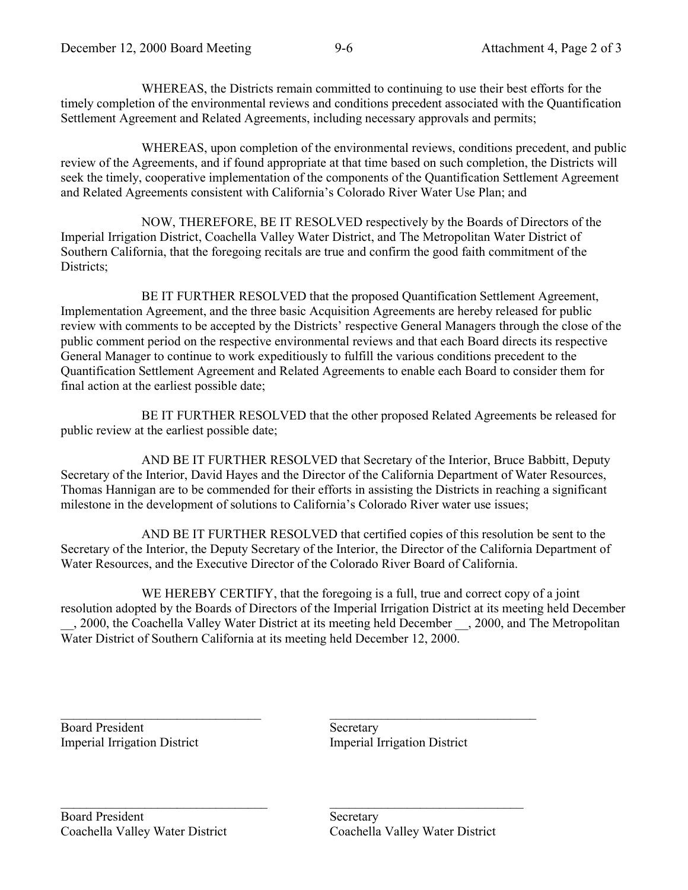WHEREAS, the Districts remain committed to continuing to use their best efforts for the timely completion of the environmental reviews and conditions precedent associated with the Quantification Settlement Agreement and Related Agreements, including necessary approvals and permits;

WHEREAS, upon completion of the environmental reviews, conditions precedent, and public review of the Agreements, and if found appropriate at that time based on such completion, the Districts will seek the timely, cooperative implementation of the components of the Quantification Settlement Agreement and Related Agreements consistent with California's Colorado River Water Use Plan; and

NOW, THEREFORE, BE IT RESOLVED respectively by the Boards of Directors of the Imperial Irrigation District, Coachella Valley Water District, and The Metropolitan Water District of Southern California, that the foregoing recitals are true and confirm the good faith commitment of the Districts;

BE IT FURTHER RESOLVED that the proposed Quantification Settlement Agreement, Implementation Agreement, and the three basic Acquisition Agreements are hereby released for public review with comments to be accepted by the Districts' respective General Managers through the close of the public comment period on the respective environmental reviews and that each Board directs its respective General Manager to continue to work expeditiously to fulfill the various conditions precedent to the Quantification Settlement Agreement and Related Agreements to enable each Board to consider them for final action at the earliest possible date;

BE IT FURTHER RESOLVED that the other proposed Related Agreements be released for public review at the earliest possible date;

AND BE IT FURTHER RESOLVED that Secretary of the Interior, Bruce Babbitt, Deputy Secretary of the Interior, David Hayes and the Director of the California Department of Water Resources, Thomas Hannigan are to be commended for their efforts in assisting the Districts in reaching a significant milestone in the development of solutions to California's Colorado River water use issues;

AND BE IT FURTHER RESOLVED that certified copies of this resolution be sent to the Secretary of the Interior, the Deputy Secretary of the Interior, the Director of the California Department of Water Resources, and the Executive Director of the Colorado River Board of California.

WE HEREBY CERTIFY, that the foregoing is a full, true and correct copy of a joint resolution adopted by the Boards of Directors of the Imperial Irrigation District at its meeting held December __, 2000, the Coachella Valley Water District at its meeting held December __, 2000, and The Metropolitan Water District of Southern California at its meeting held December 12, 2000.

\_\_\_\_\_\_\_\_\_\_\_\_\_\_\_\_\_\_\_\_\_\_\_\_\_\_\_\_\_\_
Board President
Imperial Irrigation District

\_\_\_\_\_\_\_\_\_\_\_\_\_\_\_\_\_\_\_\_\_\_\_\_\_\_\_\_\_\_
Secretary
Imperial Irrigation District

\_\_\_\_\_\_\_\_\_\_\_\_\_\_\_\_\_\_\_\_\_\_\_\_\_\_\_\_\_\_
Board President
Coachella Valley Water District

\_\_\_\_\_\_\_\_\_\_\_\_\_\_\_\_\_\_\_\_\_\_\_\_\_\_\_\_\_\_
Secretary
Coachella Valley Water District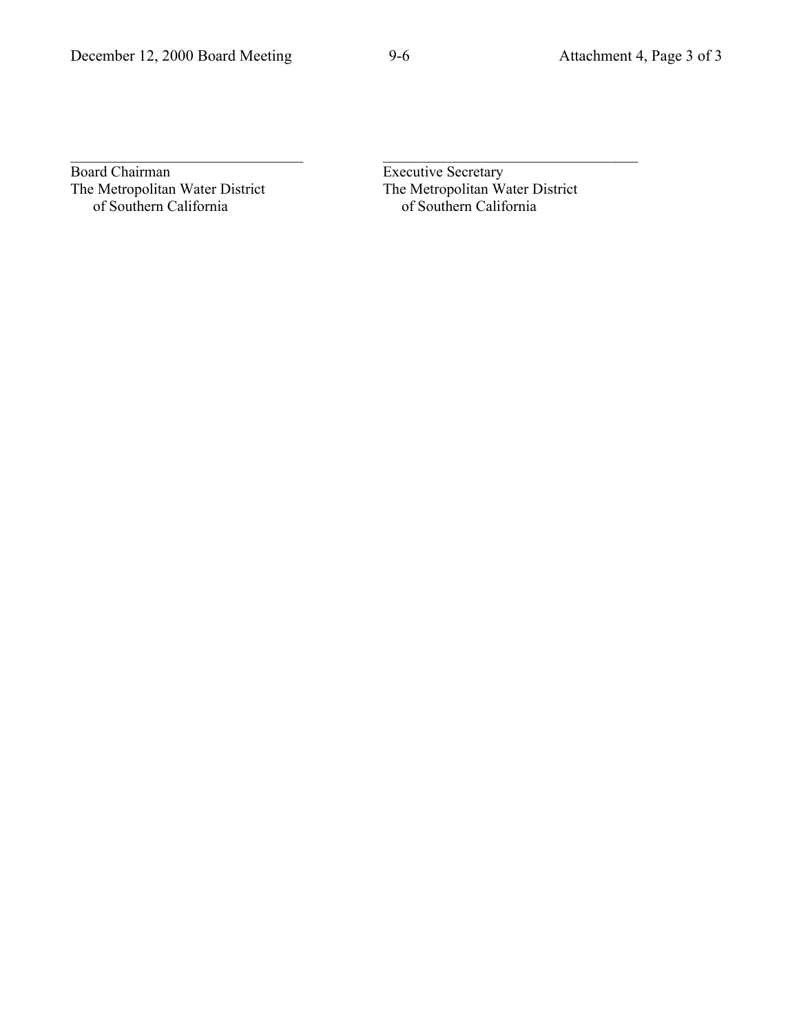______________________________  
Board Chairman  
The Metropolitan Water District  
of Southern California

______________________________  
Executive Secretary  
The Metropolitan Water District  
of Southern California